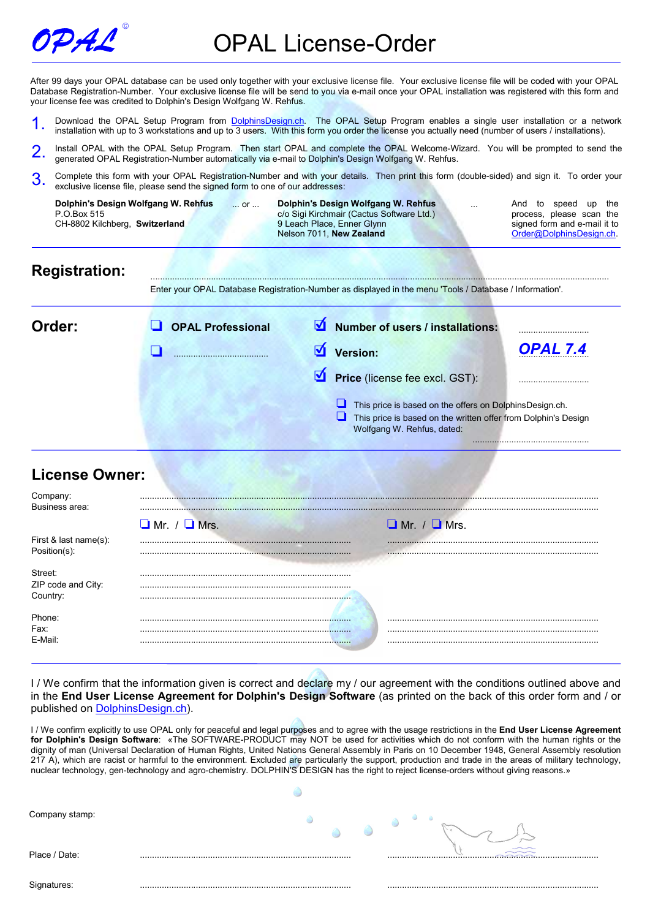# OPAL License-Order

After 99 days your OPAL database can be used only together with your exclusive license file. Your exclusive license file will be coded with your OPAL Database Registration-Number. Your exclusive license file will be send to you via e-mail once your OPAL installation was registered with this form and your license fee was credited to Dolphin's Design Wolfgang W. Rehfus.

1. Download the OPAL Setup Program from DolphinsDesign.ch. The OPAL Setup Program enables a single user installation or a network installation with up to 3 workstations and up to 3 users. With this form you order the license you actually need (number of users / installations).
2. Install OPAL with the OPAL Setup Program. Then start OPAL and complete the OPAL Welcome-Wizard. You will be prompted to send the generated OPAL Registration-Number automatically via e-mail to Dolphin's Design Wolfgang W. Rehfus.
3. Complete this form with your OPAL Registration-Number and with your details. Then print this form (double-sided) and sign it. To order your exclusive license file, please send the signed form to one of our addresses:

**Dolphin's Design Wolfgang W. Rehfus**
P.O.Box 515
CH-8802 Kilchberg, **Switzerland**

... or ...

**Dolphin's Design Wolfgang W. Rehfus**
c/o Sigi Kirchmair (Cactus Software Ltd.)
9 Leach Place, Enner Glynn
Nelson 7011, **New Zealand**

... And to speed up the process, please scan the signed form and e-mail it to Order@DolphinsDesign.ch.

## Registration:

..........................................................................................

Enter your OPAL Database Registration-Number as displayed in the menu 'Tools / Database / Information'.

## Order:

❑ **OPAL Professional**

❑ ..............................

☑ **Number of users / installations:** ..............................

☑ **Version:** ***OPAL 7.4***

☑ **Price** (license fee excl. GST): ..............................

❑ This price is based on the offers on DolphinsDesign.ch.

❑ This price is based on the written offer from Dolphin's Design Wolfgang W. Rehfus, dated: ..............................

## License Owner:

Company: ..........................................................................................

Business area: ..........................................................................................

| | ❑ Mr. / ❑ Mrs. | ❑ Mr. / ❑ Mrs. |
|---|---|---|
| First & last name(s): | .............................. | .............................. |
| Position(s): | .............................. | .............................. |
| Street: | .............................. | |
| ZIP code and City: | .............................. | |
| Country: | .............................. | |
| Phone: | .............................. | .............................. |
| Fax: | .............................. | .............................. |
| E-Mail: | .............................. | .............................. |

I / We confirm that the information given is correct and declare my / our agreement with the conditions outlined above and in the **End User License Agreement for Dolphin's Design Software** (as printed on the back of this order form and / or published on DolphinsDesign.ch).

I / We confirm explicitly to use OPAL only for peaceful and legal purposes and to agree with the usage restrictions in the **End User License Agreement for Dolphin's Design Software**: «The SOFTWARE-PRODUCT may NOT be used for activities which do not conform with the human rights or the dignity of man (Universal Declaration of Human Rights, United Nations General Assembly in Paris on 10 December 1948, General Assembly resolution 217 A), which are racist or harmful to the environment. Excluded are particularly the support, production and trade in the areas of military technology, nuclear technology, gen-technology and agro-chemistry. DOLPHIN'S DESIGN has the right to reject license-orders without giving reasons.»

Company stamp:

Place / Date: .............................. ..............................

Signatures: .............................. ..............................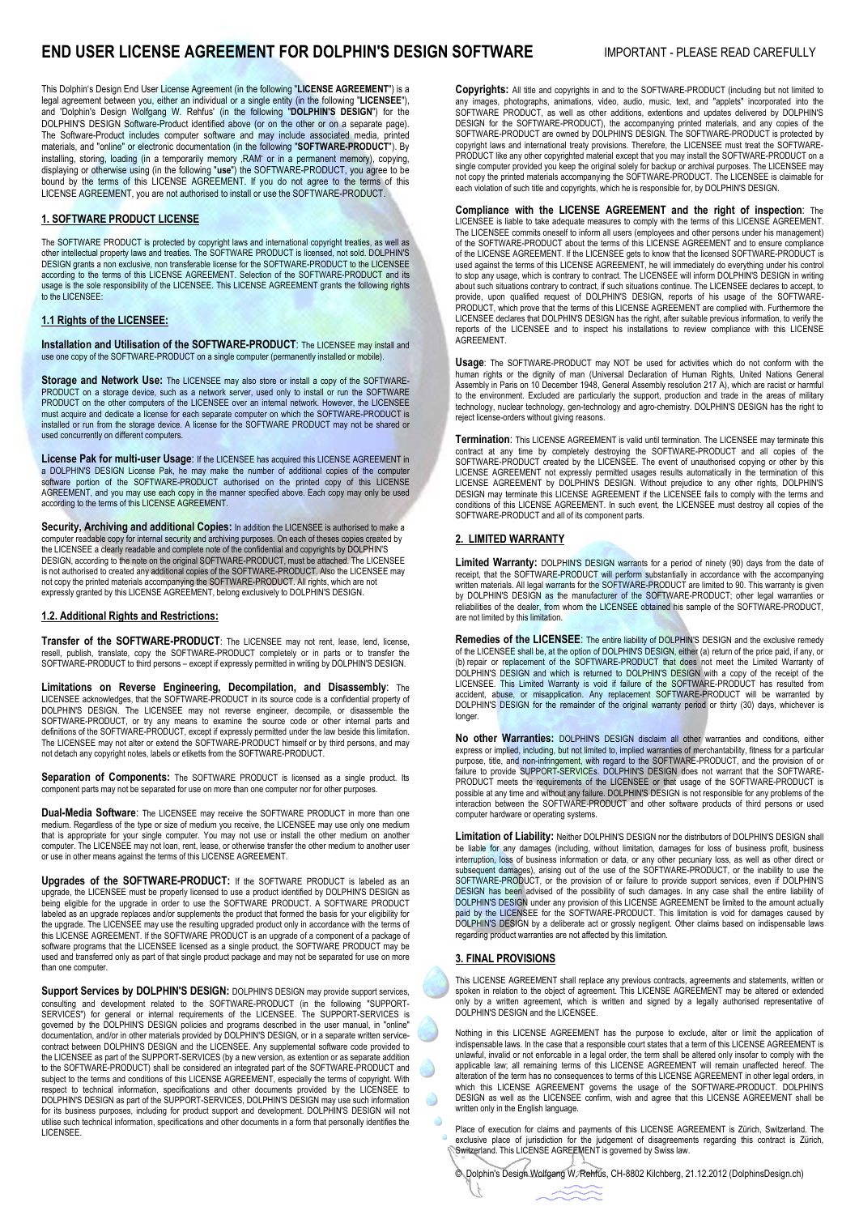# END USER LICENSE AGREEMENT FOR DOLPHIN'S DESIGN SOFTWARE

IMPORTANT - PLEASE READ CAREFULLY

This Dolphin's Design End User License Agreement (in the following "**LICENSE AGREEMENT**") is a legal agreement between you, either an individual or a single entity (in the following "**LICENSEE**"), and 'Dolphin's Design Wolfgang W. Rehfus' (in the following "**DOLPHIN'S DESIGN**") for the DOLPHIN'S DESIGN Software-Product identified above (or on the other or on a separate page). The Software-Product includes computer software and may include associated media, printed materials, and "online" or electronic documentation (in the following "**SOFTWARE-PRODUCT**"). By installing, storing, loading (in a temporarily memory ,RAM' or in a permanent memory), copying, displaying or otherwise using (in the following "**use**") the SOFTWARE-PRODUCT, you agree to be bound by the terms of this LICENSE AGREEMENT. If you do not agree to the terms of this LICENSE AGREEMENT, you are not authorised to install or use the SOFTWARE-PRODUCT.

## 1. SOFTWARE PRODUCT LICENSE

The SOFTWARE PRODUCT is protected by copyright laws and international copyright treaties, as well as other intellectual property laws and treaties. The SOFTWARE PRODUCT is licensed, not sold. DOLPHIN'S DESIGN grants a non exclusive, non transferable license for the SOFTWARE-PRODUCT to the LICENSEE according to the terms of this LICENSE AGREEMENT. Selection of the SOFTWARE-PRODUCT and its usage is the sole responsibility of the LICENSEE. This LICENSE AGREEMENT grants the following rights to the LICENSEE:

### 1.1 Rights of the LICENSEE:

**Installation and Utilisation of the SOFTWARE-PRODUCT**: The LICENSEE may install and use one copy of the SOFTWARE-PRODUCT on a single computer (permanently installed or mobile).

**Storage and Network Use:** The LICENSEE may also store or install a copy of the SOFTWARE-PRODUCT on a storage device, such as a network server, used only to install or run the SOFTWARE PRODUCT on the other computers of the LICENSEE over an internal network. However, the LICENSEE must acquire and dedicate a license for each separate computer on which the SOFTWARE-PRODUCT is installed or run from the storage device. A license for the SOFTWARE PRODUCT may not be shared or used concurrently on different computers.

**License Pak for multi-user Usage**: If the LICENSEE has acquired this LICENSE AGREEMENT in a DOLPHIN'S DESIGN License Pak, he may make the number of additional copies of the computer software portion of the SOFTWARE-PRODUCT authorised on the printed copy of this LICENSE AGREEMENT, and you may use each copy in the manner specified above. Each copy may only be used according to the terms of this LICENSE AGREEMENT.

**Security, Archiving and additional Copies:** In addition the LICENSEE is authorised to make a computer readable copy for internal security and archiving purposes. On each of theses copies created by the LICENSEE a clearly readable and complete note of the confidential and copyrights by DOLPHIN'S DESIGN, according to the note on the original SOFTWARE-PRODUCT, must be attached. The LICENSEE is not authorised to created any additional copies of the SOFTWARE-PRODUCT. Also the LICENSEE may not copy the printed materials accompanying the SOFTWARE-PRODUCT. All rights, which are not expressly granted by this LICENSE AGREEMENT, belong exclusively to DOLPHIN'S DESIGN.

### 1.2. Additional Rights and Restrictions:

**Transfer of the SOFTWARE-PRODUCT**: The LICENSEE may not rent, lease, lend, license, resell, publish, translate, copy the SOFTWARE-PRODUCT completely or in parts or to transfer the SOFTWARE-PRODUCT to third persons – except if expressly permitted in writing by DOLPHIN'S DESIGN.

**Limitations on Reverse Engineering, Decompilation, and Disassembly**: The LICENSEE acknowledges, that the SOFTWARE-PRODUCT in its source code is a confidential property of DOLPHIN'S DESIGN. The LICENSEE may not reverse engineer, decompile, or disassemble the SOFTWARE-PRODUCT, or try any means to examine the source code or other internal parts and definitions of the SOFTWARE-PRODUCT, except if expressly permitted under the law beside this limitation. The LICENSEE may not alter or extend the SOFTWARE-PRODUCT himself or by third persons, and may not detach any copyright notes, labels or etiketts from the SOFTWARE-PRODUCT.

**Separation of Components:** The SOFTWARE PRODUCT is licensed as a single product. Its component parts may not be separated for use on more than one computer nor for other purposes.

**Dual-Media Software**: The LICENSEE may receive the SOFTWARE PRODUCT in more than one medium. Regardless of the type or size of medium you receive, the LICENSEE may use only one medium that is appropriate for your single computer. You may not use or install the other medium on another computer. The LICENSEE may not loan, rent, lease, or otherwise transfer the other medium to another user or use in other means against the terms of this LICENSE AGREEMENT.

**Upgrades of the SOFTWARE-PRODUCT:** If the SOFTWARE PRODUCT is labeled as an upgrade, the LICENSEE must be properly licensed to use a product identified by DOLPHIN'S DESIGN as being eligible for the upgrade in order to use the SOFTWARE PRODUCT. A SOFTWARE PRODUCT labeled as an upgrade replaces and/or supplements the product that formed the basis for your eligibility for the upgrade. The LICENSEE may use the resulting upgraded product only in accordance with the terms of this LICENSE AGREEMENT. If the SOFTWARE PRODUCT is an upgrade of a component of a package of software programs that the LICENSEE licensed as a single product, the SOFTWARE PRODUCT may be used and transferred only as part of that single product package and may not be separated for use on more than one computer.

**Support Services by DOLPHIN'S DESIGN:** DOLPHIN'S DESIGN may provide support services, consulting and development related to the SOFTWARE-PRODUCT (in the following "SUPPORT-SERVICES") for general or internal requirements of the LICENSEE. The SUPPORT-SERVICES is governed by the DOLPHIN'S DESIGN policies and programs described in the user manual, in "online" documentation, and/or in other materials provided by DOLPHIN'S DESIGN, or in a separate written service-contract between DOLPHIN'S DESIGN and the LICENSEE. Any supplemental software code provided to the LICENSEE as part of the SUPPORT-SERVICES (by a new version, as extention or as separate addition to the SOFTWARE-PRODUCT) shall be considered an integrated part of the SOFTWARE-PRODUCT and subject to the terms and conditions of this LICENSE AGREEMENT, especially the terms of copyright. With respect to technical information, specifications and other documents provided by the LICENSEE to DOLPHIN'S DESIGN as part of the SUPPORT-SERVICES, DOLPHIN'S DESIGN may use such information for its business purposes, including for product support and development. DOLPHIN'S DESIGN will not utilise such technical information, specifications and other documents in a form that personally identifies the LICENSEE.

**Copyrights:** All title and copyrights in and to the SOFTWARE-PRODUCT (including but not limited to any images, photographs, animations, video, audio, music, text, and "applets" incorporated into the SOFTWARE PRODUCT, as well as other additions, extentions and updates delivered by DOLPHIN'S DESIGN for the SOFTWARE-PRODUCT), the accompanying printed materials, and any copies of the SOFTWARE-PRODUCT are owned by DOLPHIN'S DESIGN. The SOFTWARE-PRODUCT is protected by copyright laws and international treaty provisions. Therefore, the LICENSEE must treat the SOFTWARE-PRODUCT like any other copyrighted material except that you may install the SOFTWARE-PRODUCT on a single computer provided you keep the original solely for backup or archival purposes. The LICENSEE may not copy the printed materials accompanying the SOFTWARE-PRODUCT. The LICENSEE is claimable for each violation of such title and copyrights, which he is responsible for, by DOLPHIN'S DESIGN.

**Compliance with the LICENSE AGREEMENT and the right of inspection**: The LICENSEE is liable to take adequate measures to comply with the terms of this LICENSE AGREEMENT. The LICENSEE commits oneself to inform all users (employees and other persons under his management) of the SOFTWARE-PRODUCT about the terms of this LICENSE AGREEMENT and to ensure compliance of the LICENSE AGREEMENT. If the LICENSEE gets to know that the licensed SOFTWARE-PRODUCT is used against the terms of this LICENSE AGREEMENT, he will immediately do everything under his control to stop any usage, which is contrary to contract. The LICENSEE will inform DOLPHIN'S DESIGN in writing about such situations contrary to contract, if such situations continue. The LICENSEE declares to accept, to provide, upon qualified request of DOLPHIN'S DESIGN, reports of his usage of the SOFTWARE-PRODUCT, which prove that the terms of this LICENSE AGREEMENT are complied with. Furthermore the LICENSEE declares that DOLPHIN'S DESIGN has the right, after suitable previous information, to verify the reports of the LICENSEE and to inspect his installations to review compliance with this LICENSE AGREEMENT.

**Usage**: The SOFTWARE-PRODUCT may NOT be used for activities which do not conform with the human rights or the dignity of man (Universal Declaration of Human Rights, United Nations General Assembly in Paris on 10 December 1948, General Assembly resolution 217 A), which are racist or harmful to the environment. Excluded are particularly the support, production and trade in the areas of military technology, nuclear technology, gen-technology and agro-chemistry. DOLPHIN'S DESIGN has the right to reject license-orders without giving reasons.

**Termination**: This LICENSE AGREEMENT is valid until termination. The LICENSEE may terminate this contract at any time by completely destroying the SOFTWARE-PRODUCT and all copies of the SOFTWARE-PRODUCT created by the LICENSEE. The event of unauthorised copying or other by this LICENSE AGREEMENT not expressly permitted usages results automatically in the termination of this LICENSE AGREEMENT by DOLPHIN'S DESIGN. Without prejudice to any other rights, DOLPHIN'S DESIGN may terminate this LICENSE AGREEMENT if the LICENSEE fails to comply with the terms and conditions of this LICENSE AGREEMENT. In such event, the LICENSEE must destroy all copies of the SOFTWARE-PRODUCT and all of its component parts.

## 2. LIMITED WARRANTY

**Limited Warranty:** DOLPHIN'S DESIGN warrants for a period of ninety (90) days from the date of receipt, that the SOFTWARE-PRODUCT will perform substantially in accordance with the accompanying written materials. All legal warrants for the SOFTWARE-PRODUCT are limited to 90. This warranty is given by DOLPHIN'S DESIGN as the manufacturer of the SOFTWARE-PRODUCT; other legal warranties or reliabilities of the dealer, from whom the LICENSEE obtained his sample of the SOFTWARE-PRODUCT, are not limited by this limitation.

**Remedies of the LICENSEE**: The entire liability of DOLPHIN'S DESIGN and the exclusive remedy of the LICENSEE shall be, at the option of DOLPHIN'S DESIGN, either (a) return of the price paid, if any, or (b) repair or replacement of the SOFTWARE-PRODUCT that does not meet the Limited Warranty of DOLPHIN'S DESIGN and which is returned to DOLPHIN'S DESIGN with a copy of the receipt of the LICENSEE. This Limited Warranty is void if failure of the SOFTWARE-PRODUCT has resulted from accident, abuse, or misapplication. Any replacement SOFTWARE-PRODUCT will be warranted by DOLPHIN'S DESIGN for the remainder of the original warranty period or thirty (30) days, whichever is longer.

**No other Warranties:** DOLPHIN'S DESIGN disclaim all other warranties and conditions, either express or implied, including, but not limited to, implied warranties of merchantability, fitness for a particular purpose, title, and non-infringement, with regard to the SOFTWARE-PRODUCT, and the provision of or failure to provide SUPPORT-SERVICEs. DOLPHIN'S DESIGN does not warrant that the SOFTWARE-PRODUCT meets the requirements of the LICENSEE or that usage of the SOFTWARE-PRODUCT is possible at any time and without any failure. DOLPHIN'S DESIGN is not responsible for any problems of the interaction between the SOFTWARE-PRODUCT and other software products of third persons or used computer hardware or operating systems.

**Limitation of Liability:** Neither DOLPHIN'S DESIGN nor the distributors of DOLPHIN'S DESIGN shall be liable for any damages (including, without limitation, damages for loss of business profit, business interruption, loss of business information or data, or any other pecuniary loss, as well as other direct or subsequent damages), arising out of the use of the SOFTWARE-PRODUCT, or the inability to use the SOFTWARE-PRODUCT, or the provision of or failure to provide support services, even if DOLPHIN'S DESIGN has been advised of the possibility of such damages. In any case shall the entire liability of DOLPHIN'S DESIGN under any provision of this LICENSE AGREEMENT be limited to the amount actually paid by the LICENSEE for the SOFTWARE-PRODUCT. This limitation is void for damages caused by DOLPHIN'S DESIGN by a deliberate act or grossly negligent. Other claims based on indispensable laws regarding product warranties are not affected by this limitation.

## 3. FINAL PROVISIONS

This LICENSE AGREEMENT shall replace any previous contracts, agreements and statements, written or spoken in relation to the object of agreement. This LICENSE AGREEMENT may be altered or extended only by a written agreement, which is written and signed by a legally authorised representative of DOLPHIN'S DESIGN and the LICENSEE.

Nothing in this LICENSE AGREEMENT has the purpose to exclude, alter or limit the application of indispensable laws. In the case that a responsible court states that a term of this LICENSE AGREEMENT is unlawful, invalid or not enforcable in a legal order, the term shall be altered only insofar to comply with the applicable law; all remaining terms of this LICENSE AGREEMENT will remain unaffected hereof. The alteration of the term has no consequences to terms of this LICENSE AGREEMENT in other legal orders, in which this LICENSE AGREEMENT governs the usage of the SOFTWARE-PRODUCT. DOLPHIN'S DESIGN as well as the LICENSEE confirm, wish and agree that this LICENSE AGREEMENT shall be written only in the English language.

Place of execution for claims and payments of this LICENSE AGREEMENT is Zürich, Switzerland. The exclusive place of jurisdiction for the judgement of disagreements regarding this contract is Zürich, Switzerland. This LICENSE AGREEMENT is governed by Swiss law.

© Dolphin's Design Wolfgang W. Rehfus, CH-8802 Kilchberg, 21.12.2012 (DolphinsDesign.ch)